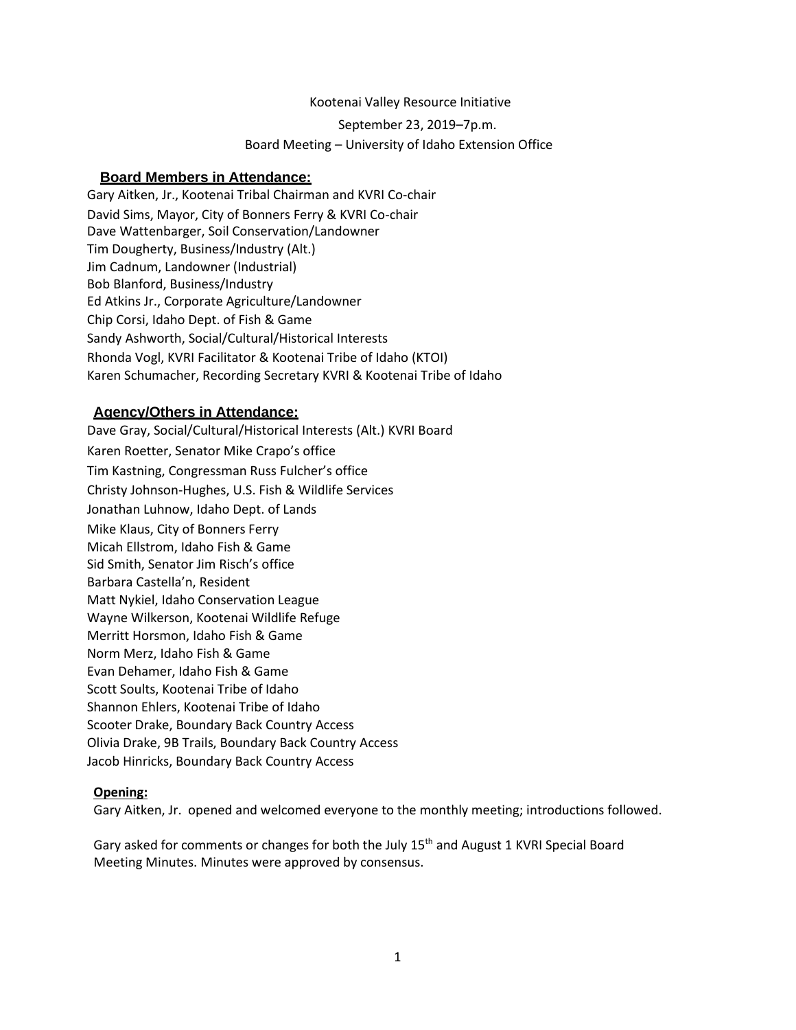Kootenai Valley Resource Initiative

September 23, 2019–7p.m.

Board Meeting – University of Idaho Extension Office

## Board Members in Attendance:

Gary Aitken, Jr., Kootenai Tribal Chairman and KVRI Co-chair
David Sims, Mayor, City of Bonners Ferry & KVRI Co-chair
Dave Wattenbarger, Soil Conservation/Landowner
Tim Dougherty, Business/Industry (Alt.)
Jim Cadnum, Landowner (Industrial)
Bob Blanford, Business/Industry
Ed Atkins Jr., Corporate Agriculture/Landowner
Chip Corsi, Idaho Dept. of Fish & Game
Sandy Ashworth, Social/Cultural/Historical Interests
Rhonda Vogl, KVRI Facilitator & Kootenai Tribe of Idaho (KTOI)
Karen Schumacher, Recording Secretary KVRI & Kootenai Tribe of Idaho

## Agency/Others in Attendance:

Dave Gray, Social/Cultural/Historical Interests (Alt.) KVRI Board
Karen Roetter, Senator Mike Crapo's office
Tim Kastning, Congressman Russ Fulcher's office
Christy Johnson-Hughes, U.S. Fish & Wildlife Services
Jonathan Luhnow, Idaho Dept. of Lands
Mike Klaus, City of Bonners Ferry
Micah Ellstrom, Idaho Fish & Game
Sid Smith, Senator Jim Risch's office
Barbara Castella'n, Resident
Matt Nykiel, Idaho Conservation League
Wayne Wilkerson, Kootenai Wildlife Refuge
Merritt Horsmon, Idaho Fish & Game
Norm Merz, Idaho Fish & Game
Evan Dehamer, Idaho Fish & Game
Scott Soults, Kootenai Tribe of Idaho
Shannon Ehlers, Kootenai Tribe of Idaho
Scooter Drake, Boundary Back Country Access
Olivia Drake, 9B Trails, Boundary Back Country Access
Jacob Hinricks, Boundary Back Country Access

**Opening:**

Gary Aitken, Jr. opened and welcomed everyone to the monthly meeting; introductions followed.

Gary asked for comments or changes for both the July 15th and August 1 KVRI Special Board Meeting Minutes. Minutes were approved by consensus.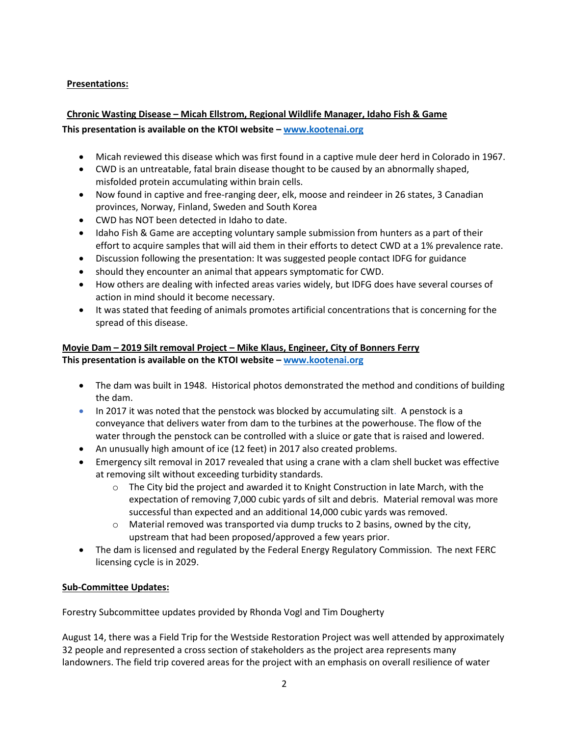**Presentations:**

**Chronic Wasting Disease – Micah Ellstrom, Regional Wildlife Manager, Idaho Fish & Game**

**This presentation is available on the KTOI website – [www.kootenai.org](http://www.kootenai.org)**

- Micah reviewed this disease which was first found in a captive mule deer herd in Colorado in 1967.
- CWD is an untreatable, fatal brain disease thought to be caused by an abnormally shaped, misfolded protein accumulating within brain cells.
- Now found in captive and free-ranging deer, elk, moose and reindeer in 26 states, 3 Canadian provinces, Norway, Finland, Sweden and South Korea
- CWD has NOT been detected in Idaho to date.
- Idaho Fish & Game are accepting voluntary sample submission from hunters as a part of their effort to acquire samples that will aid them in their efforts to detect CWD at a 1% prevalence rate.
- Discussion following the presentation: It was suggested people contact IDFG for guidance
- should they encounter an animal that appears symptomatic for CWD.
- How others are dealing with infected areas varies widely, but IDFG does have several courses of action in mind should it become necessary.
- It was stated that feeding of animals promotes artificial concentrations that is concerning for the spread of this disease.

**Moyie Dam – 2019 Silt removal Project – Mike Klaus, Engineer, City of Bonners Ferry**

**This presentation is available on the KTOI website – [www.kootenai.org](http://www.kootenai.org)**

- The dam was built in 1948. Historical photos demonstrated the method and conditions of building the dam.
- In 2017 it was noted that the penstock was blocked by accumulating silt. A penstock is a conveyance that delivers water from dam to the turbines at the powerhouse. The flow of the water through the penstock can be controlled with a sluice or gate that is raised and lowered.
- An unusually high amount of ice (12 feet) in 2017 also created problems.
- Emergency silt removal in 2017 revealed that using a crane with a clam shell bucket was effective at removing silt without exceeding turbidity standards.
  - The City bid the project and awarded it to Knight Construction in late March, with the expectation of removing 7,000 cubic yards of silt and debris. Material removal was more successful than expected and an additional 14,000 cubic yards was removed.
  - Material removed was transported via dump trucks to 2 basins, owned by the city, upstream that had been proposed/approved a few years prior.
- The dam is licensed and regulated by the Federal Energy Regulatory Commission. The next FERC licensing cycle is in 2029.

**Sub-Committee Updates:**

Forestry Subcommittee updates provided by Rhonda Vogl and Tim Dougherty

August 14, there was a Field Trip for the Westside Restoration Project was well attended by approximately 32 people and represented a cross section of stakeholders as the project area represents many landowners. The field trip covered areas for the project with an emphasis on overall resilience of water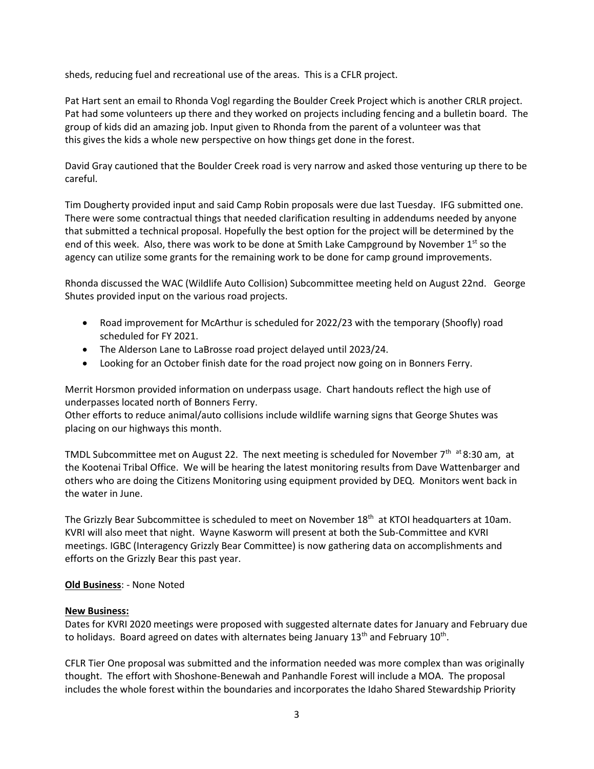sheds, reducing fuel and recreational use of the areas. This is a CFLR project.

Pat Hart sent an email to Rhonda Vogl regarding the Boulder Creek Project which is another CRLR project. Pat had some volunteers up there and they worked on projects including fencing and a bulletin board. The group of kids did an amazing job. Input given to Rhonda from the parent of a volunteer was that this gives the kids a whole new perspective on how things get done in the forest.

David Gray cautioned that the Boulder Creek road is very narrow and asked those venturing up there to be careful.

Tim Dougherty provided input and said Camp Robin proposals were due last Tuesday. IFG submitted one. There were some contractual things that needed clarification resulting in addendums needed by anyone that submitted a technical proposal. Hopefully the best option for the project will be determined by the end of this week. Also, there was work to be done at Smith Lake Campground by November 1st so the agency can utilize some grants for the remaining work to be done for camp ground improvements.

Rhonda discussed the WAC (Wildlife Auto Collision) Subcommittee meeting held on August 22nd. George Shutes provided input on the various road projects.

- Road improvement for McArthur is scheduled for 2022/23 with the temporary (Shoofly) road scheduled for FY 2021.
- The Alderson Lane to LaBrosse road project delayed until 2023/24.
- Looking for an October finish date for the road project now going on in Bonners Ferry.

Merrit Horsmon provided information on underpass usage. Chart handouts reflect the high use of underpasses located north of Bonners Ferry.
Other efforts to reduce animal/auto collisions include wildlife warning signs that George Shutes was placing on our highways this month.

TMDL Subcommittee met on August 22. The next meeting is scheduled for November 7th at 8:30 am, at the Kootenai Tribal Office. We will be hearing the latest monitoring results from Dave Wattenbarger and others who are doing the Citizens Monitoring using equipment provided by DEQ. Monitors went back in the water in June.

The Grizzly Bear Subcommittee is scheduled to meet on November 18th at KTOI headquarters at 10am. KVRI will also meet that night. Wayne Kasworm will present at both the Sub-Committee and KVRI meetings. IGBC (Interagency Grizzly Bear Committee) is now gathering data on accomplishments and efforts on the Grizzly Bear this past year.

**Old Business**: - None Noted

**New Business:**
Dates for KVRI 2020 meetings were proposed with suggested alternate dates for January and February due to holidays. Board agreed on dates with alternates being January 13th and February 10th.

CFLR Tier One proposal was submitted and the information needed was more complex than was originally thought. The effort with Shoshone-Benewah and Panhandle Forest will include a MOA. The proposal includes the whole forest within the boundaries and incorporates the Idaho Shared Stewardship Priority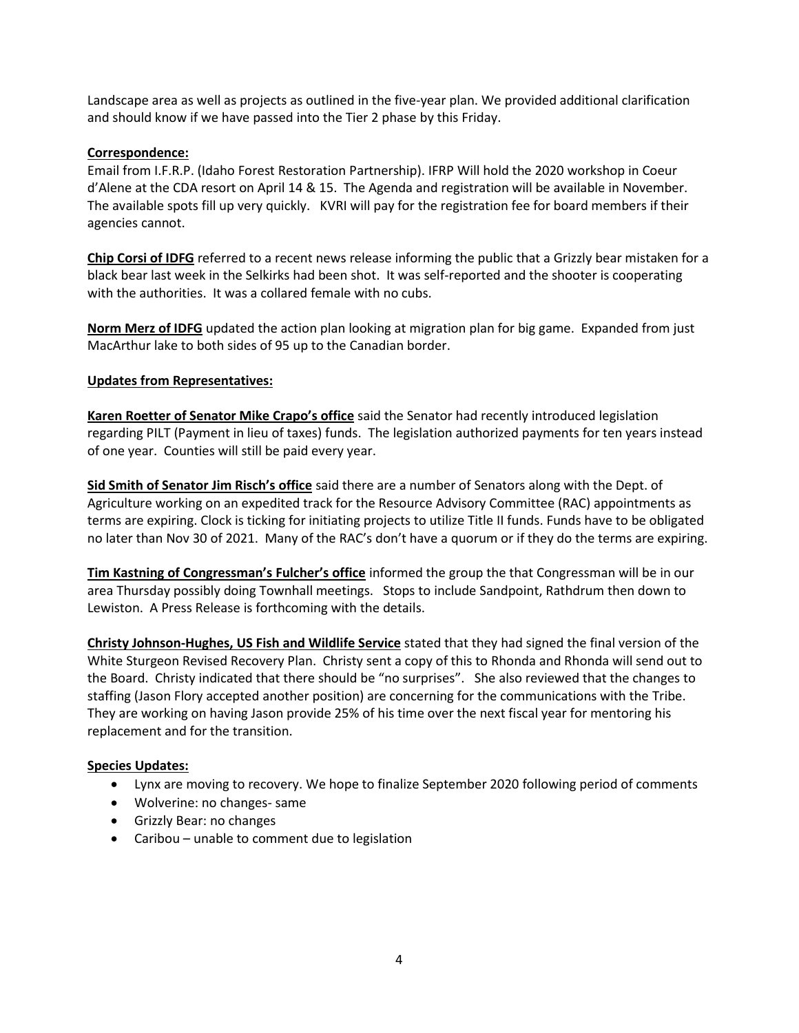Landscape area as well as projects as outlined in the five-year plan. We provided additional clarification and should know if we have passed into the Tier 2 phase by this Friday.

**Correspondence:**

Email from I.F.R.P. (Idaho Forest Restoration Partnership). IFRP Will hold the 2020 workshop in Coeur d'Alene at the CDA resort on April 14 & 15. The Agenda and registration will be available in November. The available spots fill up very quickly. KVRI will pay for the registration fee for board members if their agencies cannot.

**Chip Corsi of IDFG** referred to a recent news release informing the public that a Grizzly bear mistaken for a black bear last week in the Selkirks had been shot. It was self-reported and the shooter is cooperating with the authorities. It was a collared female with no cubs.

**Norm Merz of IDFG** updated the action plan looking at migration plan for big game. Expanded from just MacArthur lake to both sides of 95 up to the Canadian border.

**Updates from Representatives:**

**Karen Roetter of Senator Mike Crapo's office** said the Senator had recently introduced legislation regarding PILT (Payment in lieu of taxes) funds. The legislation authorized payments for ten years instead of one year. Counties will still be paid every year.

**Sid Smith of Senator Jim Risch's office** said there are a number of Senators along with the Dept. of Agriculture working on an expedited track for the Resource Advisory Committee (RAC) appointments as terms are expiring. Clock is ticking for initiating projects to utilize Title II funds. Funds have to be obligated no later than Nov 30 of 2021. Many of the RAC's don't have a quorum or if they do the terms are expiring.

**Tim Kastning of Congressman's Fulcher's office** informed the group the that Congressman will be in our area Thursday possibly doing Townhall meetings. Stops to include Sandpoint, Rathdrum then down to Lewiston. A Press Release is forthcoming with the details.

**Christy Johnson-Hughes, US Fish and Wildlife Service** stated that they had signed the final version of the White Sturgeon Revised Recovery Plan. Christy sent a copy of this to Rhonda and Rhonda will send out to the Board. Christy indicated that there should be "no surprises". She also reviewed that the changes to staffing (Jason Flory accepted another position) are concerning for the communications with the Tribe. They are working on having Jason provide 25% of his time over the next fiscal year for mentoring his replacement and for the transition.

**Species Updates:**

- Lynx are moving to recovery. We hope to finalize September 2020 following period of comments
- Wolverine: no changes- same
- Grizzly Bear: no changes
- Caribou – unable to comment due to legislation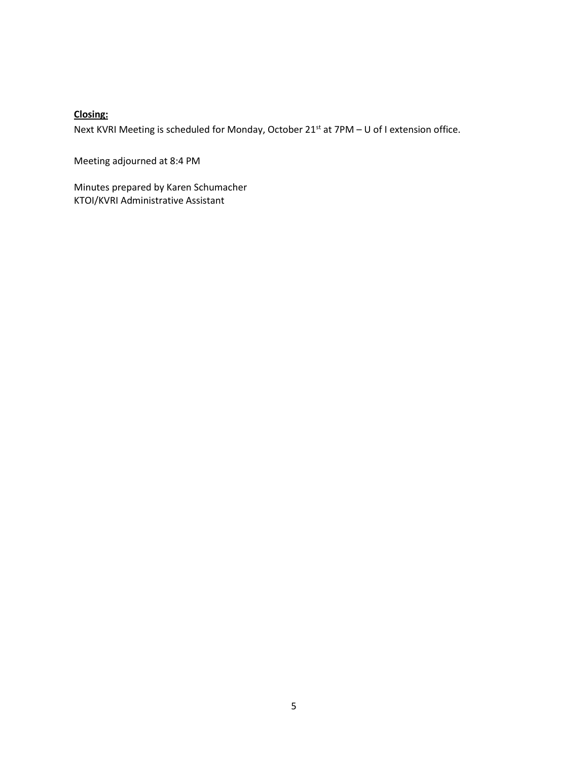**Closing:**

Next KVRI Meeting is scheduled for Monday, October 21st at 7PM – U of I extension office.

Meeting adjourned at 8:4 PM

Minutes prepared by Karen Schumacher
KTOI/KVRI Administrative Assistant